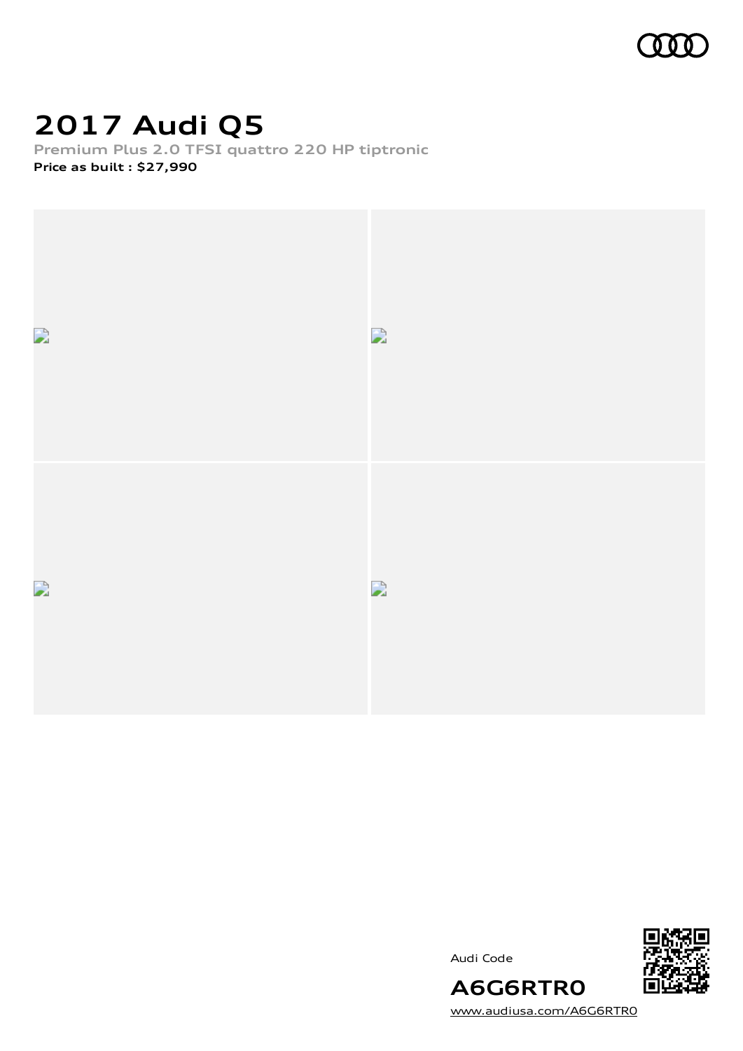# 2017 Audi Q5

**Premium Plus 2.0 TFSI quattro 220 HP tiptronic**

**Price as built : $27,990**

Audi Code

**A6G6RTR0**

www.audiusa.com/A6G6RTR0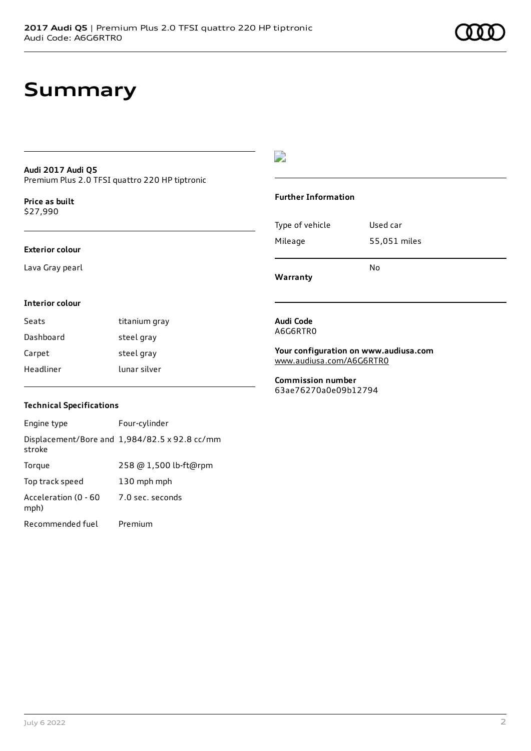# Summary

**Audi 2017 Audi Q5**
Premium Plus 2.0 TFSI quattro 220 HP tiptronic

**Price as built**
$27,990

**Exterior colour**

Lava Gray pearl

**Interior colour**

| | |
|---|---|
| Seats | titanium gray |
| Dashboard | steel gray |
| Carpet | steel gray |
| Headliner | lunar silver |

**Technical Specifications**

| | |
|---|---|
| Engine type | Four-cylinder |
| Displacement/Bore and stroke | 1,984/82.5 x 92.8 cc/mm |
| Torque | 258 @ 1,500 lb-ft@rpm |
| Top track speed | 130 mph mph |
| Acceleration (0 - 60 mph) | 7.0 sec. seconds |
| Recommended fuel | Premium |

**Further Information**

| | |
|---|---|
| Type of vehicle | Used car |
| Mileage | 55,051 miles |
| **Warranty** | No |

**Audi Code**
A6G6RTR0

**Your configuration on www.audiusa.com**
www.audiusa.com/A6G6RTR0

**Commission number**
63ae76270a0e09b12794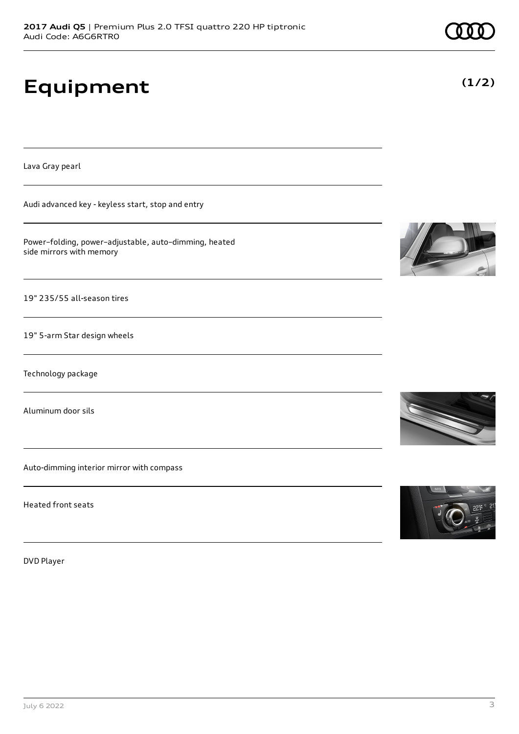# Equipment

(1/2)

Lava Gray pearl

Audi advanced key - keyless start, stop and entry

Power–folding, power–adjustable, auto–dimming, heated side mirrors with memory

19" 235/55 all-season tires

19" 5-arm Star design wheels

Technology package

Aluminum door sils

Auto-dimming interior mirror with compass

Heated front seats

DVD Player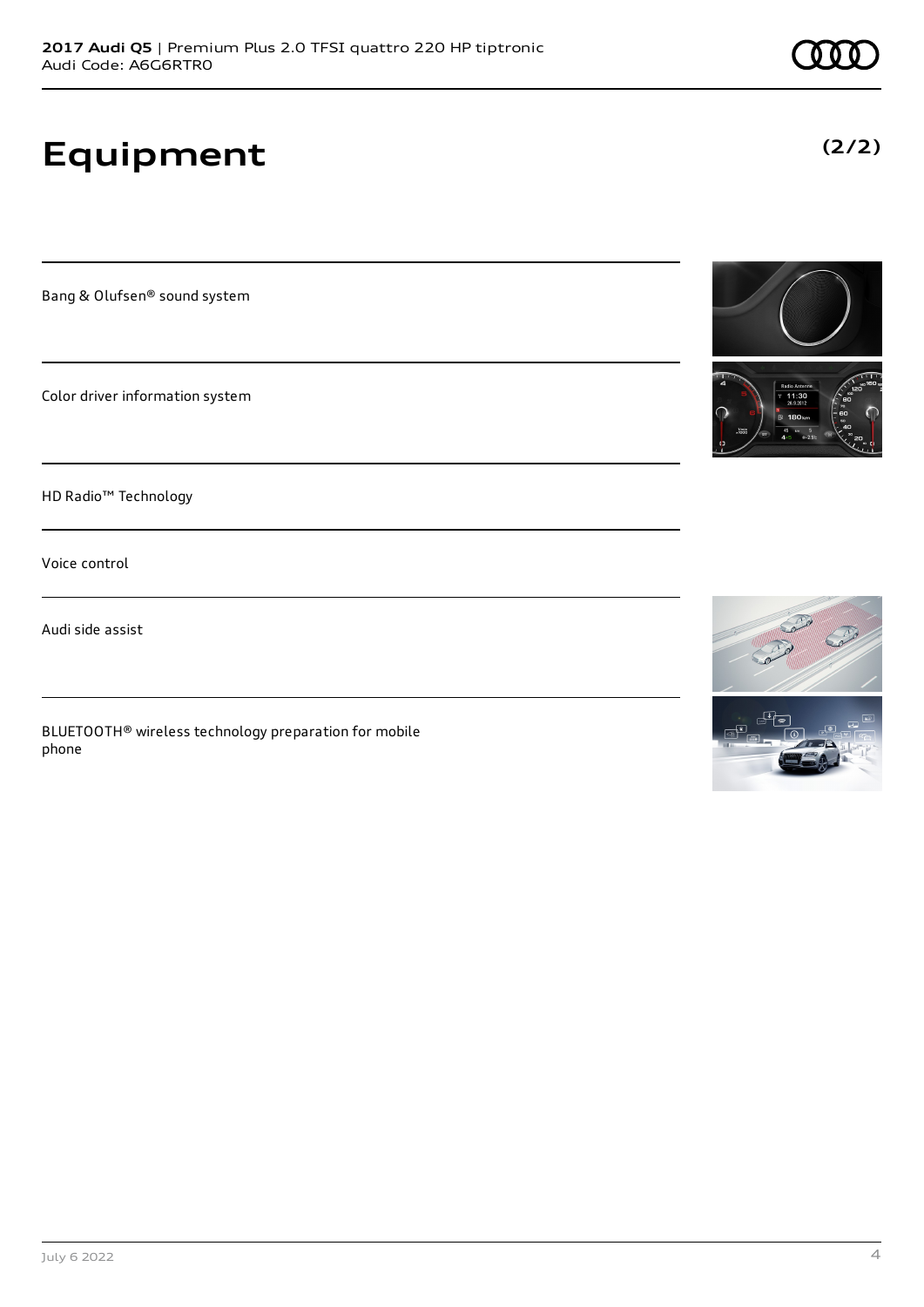**2017 Audi Q5** | Premium Plus 2.0 TFSI quattro 220 HP tiptronic
Audi Code: A6G6RTR0

# Equipment

**(2/2)**

Bang & Olufsen® sound system

Color driver information system

HD Radio™ Technology

Voice control

Audi side assist

BLUETOOTH® wireless technology preparation for mobile phone

July 6 2022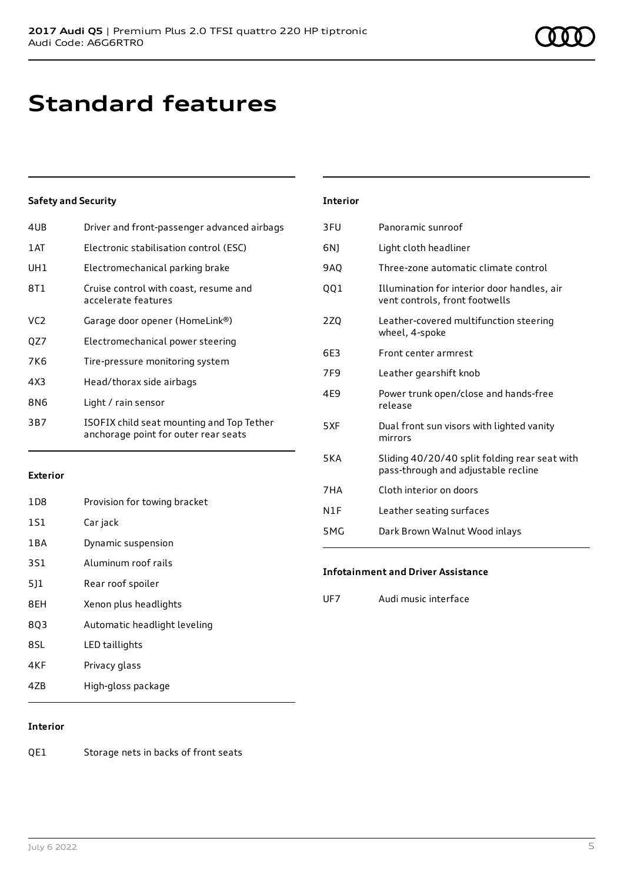# Standard features

### Safety and Security

| | |
|---|---|
| 4UB | Driver and front-passenger advanced airbags |
| 1AT | Electronic stabilisation control (ESC) |
| UH1 | Electromechanical parking brake |
| 8T1 | Cruise control with coast, resume and accelerate features |
| VC2 | Garage door opener (HomeLink®) |
| QZ7 | Electromechanical power steering |
| 7K6 | Tire-pressure monitoring system |
| 4X3 | Head/thorax side airbags |
| 8N6 | Light / rain sensor |
| 3B7 | ISOFIX child seat mounting and Top Tether anchorage point for outer rear seats |

### Exterior

| | |
|---|---|
| 1D8 | Provision for towing bracket |
| 1S1 | Car jack |
| 1BA | Dynamic suspension |
| 3S1 | Aluminum roof rails |
| 5J1 | Rear roof spoiler |
| 8EH | Xenon plus headlights |
| 8Q3 | Automatic headlight leveling |
| 8SL | LED taillights |
| 4KF | Privacy glass |
| 4ZB | High-gloss package |

### Interior

| | |
|---|---|
| QE1 | Storage nets in backs of front seats |
| 3FU | Panoramic sunroof |
| 6NJ | Light cloth headliner |
| 9AQ | Three-zone automatic climate control |
| QQ1 | Illumination for interior door handles, air vent controls, front footwells |
| 2ZQ | Leather-covered multifunction steering wheel, 4-spoke |
| 6E3 | Front center armrest |
| 7F9 | Leather gearshift knob |
| 4E9 | Power trunk open/close and hands-free release |
| 5XF | Dual front sun visors with lighted vanity mirrors |
| 5KA | Sliding 40/20/40 split folding rear seat with pass-through and adjustable recline |
| 7HA | Cloth interior on doors |
| N1F | Leather seating surfaces |
| 5MG | Dark Brown Walnut Wood inlays |

### Infotainment and Driver Assistance

| | |
|---|---|
| UF7 | Audi music interface |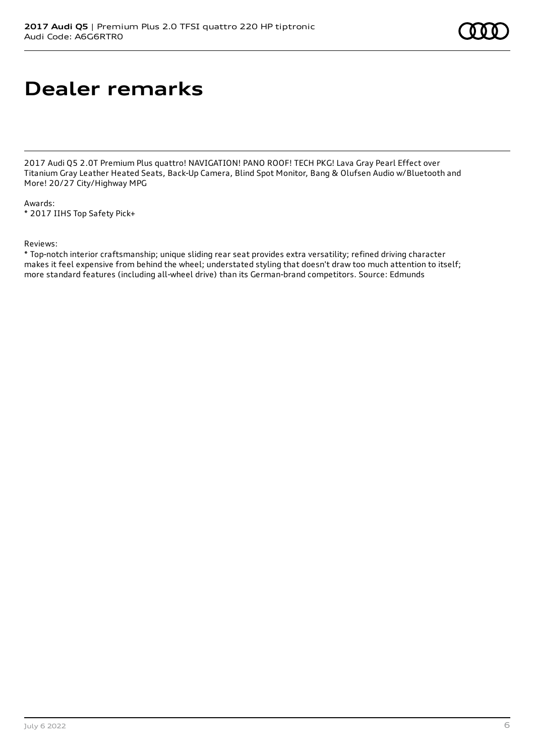# Dealer remarks

2017 Audi Q5 2.0T Premium Plus quattro! NAVIGATION! PANO ROOF! TECH PKG! Lava Gray Pearl Effect over Titanium Gray Leather Heated Seats, Back-Up Camera, Blind Spot Monitor, Bang & Olufsen Audio w/Bluetooth and More! 20/27 City/Highway MPG

Awards:
* 2017 IIHS Top Safety Pick+

Reviews:
* Top-notch interior craftsmanship; unique sliding rear seat provides extra versatility; refined driving character makes it feel expensive from behind the wheel; understated styling that doesn't draw too much attention to itself; more standard features (including all-wheel drive) than its German-brand competitors. Source: Edmunds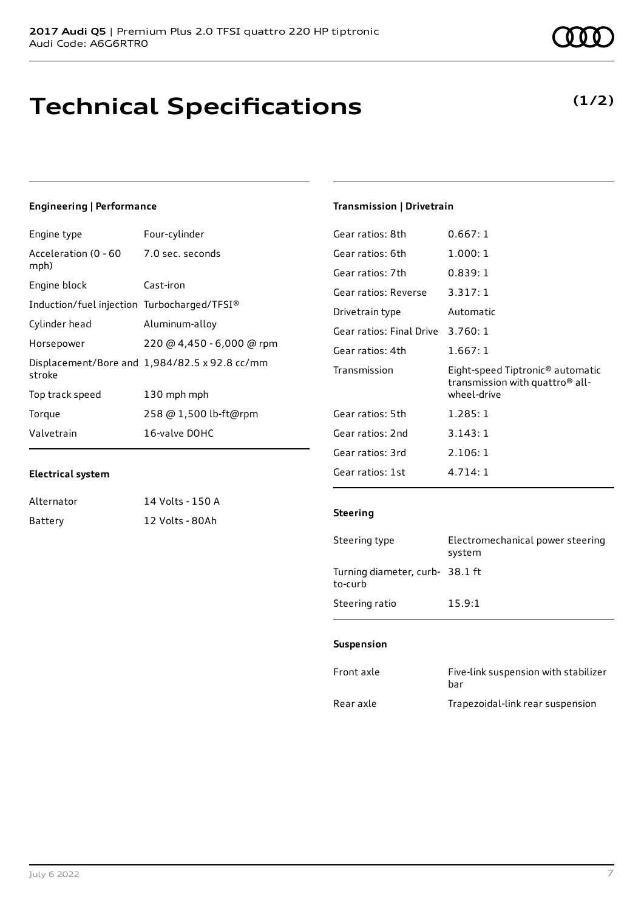# Technical Specifications

**(1/2)**

## Engineering | Performance

| | |
|---|---|
| Engine type | Four-cylinder |
| Acceleration (0 - 60 mph) | 7.0 sec. seconds |
| Engine block | Cast-iron |
| Induction/fuel injection | Turbocharged/TFSI® |
| Cylinder head | Aluminum-alloy |
| Horsepower | 220 @ 4,450 - 6,000 @ rpm |
| Displacement/Bore and stroke | 1,984/82.5 x 92.8 cc/mm |
| Top track speed | 130 mph mph |
| Torque | 258 @ 1,500 lb-ft@rpm |
| Valvetrain | 16-valve DOHC |

## Electrical system

| | |
|---|---|
| Alternator | 14 Volts - 150 A |
| Battery | 12 Volts - 80Ah |

## Transmission | Drivetrain

| | |
|---|---|
| Gear ratios: 8th | 0.667: 1 |
| Gear ratios: 6th | 1.000: 1 |
| Gear ratios: 7th | 0.839: 1 |
| Gear ratios: Reverse | 3.317: 1 |
| Drivetrain type | Automatic |
| Gear ratios: Final Drive | 3.760: 1 |
| Gear ratios: 4th | 1.667: 1 |
| Transmission | Eight-speed Tiptronic® automatic transmission with quattro® all-wheel-drive |
| Gear ratios: 5th | 1.285: 1 |
| Gear ratios: 2nd | 3.143: 1 |
| Gear ratios: 3rd | 2.106: 1 |
| Gear ratios: 1st | 4.714: 1 |

## Steering

| | |
|---|---|
| Steering type | Electromechanical power steering system |
| Turning diameter, curb-to-curb | 38.1 ft |
| Steering ratio | 15.9:1 |

## Suspension

| | |
|---|---|
| Front axle | Five-link suspension with stabilizer bar |
| Rear axle | Trapezoidal-link rear suspension |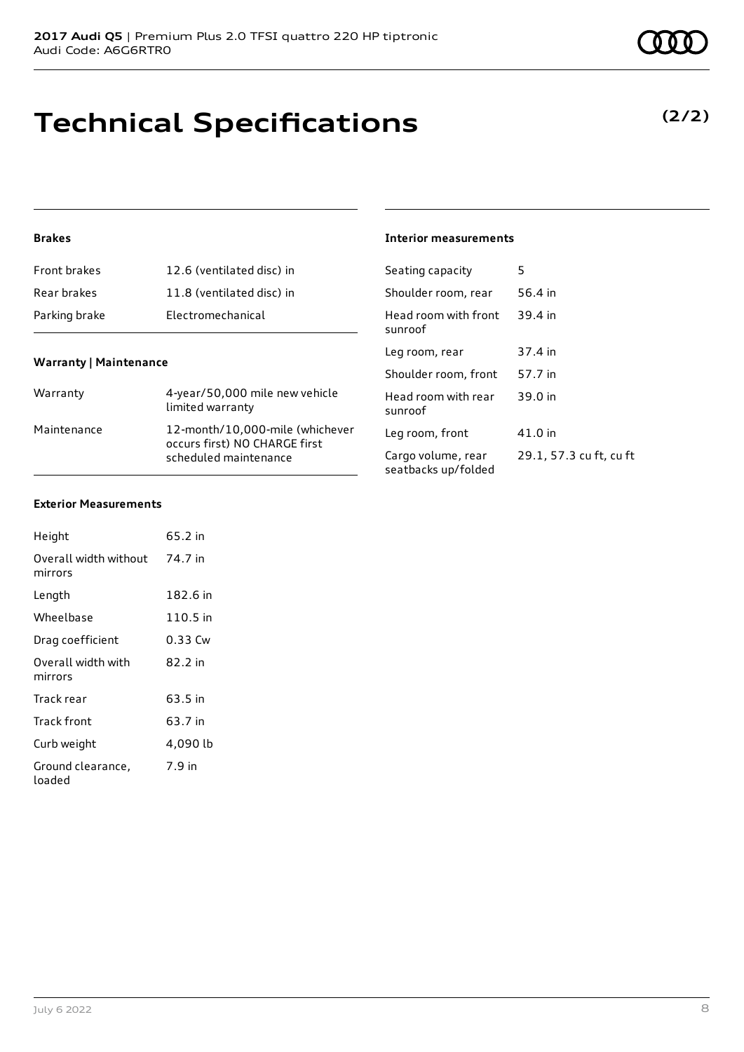# Technical Specifications

**(2/2)**

### Brakes

| | |
|---|---|
| Front brakes | 12.6 (ventilated disc) in |
| Rear brakes | 11.8 (ventilated disc) in |
| Parking brake | Electromechanical |

### Warranty | Maintenance

| | |
|---|---|
| Warranty | 4-year/50,000 mile new vehicle limited warranty |
| Maintenance | 12-month/10,000-mile (whichever occurs first) NO CHARGE first scheduled maintenance |

### Exterior Measurements

| | |
|---|---|
| Height | 65.2 in |
| Overall width without mirrors | 74.7 in |
| Length | 182.6 in |
| Wheelbase | 110.5 in |
| Drag coefficient | 0.33 Cw |
| Overall width with mirrors | 82.2 in |
| Track rear | 63.5 in |
| Track front | 63.7 in |
| Curb weight | 4,090 lb |
| Ground clearance, loaded | 7.9 in |

### Interior measurements

| | |
|---|---|
| Seating capacity | 5 |
| Shoulder room, rear | 56.4 in |
| Head room with front sunroof | 39.4 in |
| Leg room, rear | 37.4 in |
| Shoulder room, front | 57.7 in |
| Head room with rear sunroof | 39.0 in |
| Leg room, front | 41.0 in |
| Cargo volume, rear seatbacks up/folded | 29.1, 57.3 cu ft, cu ft |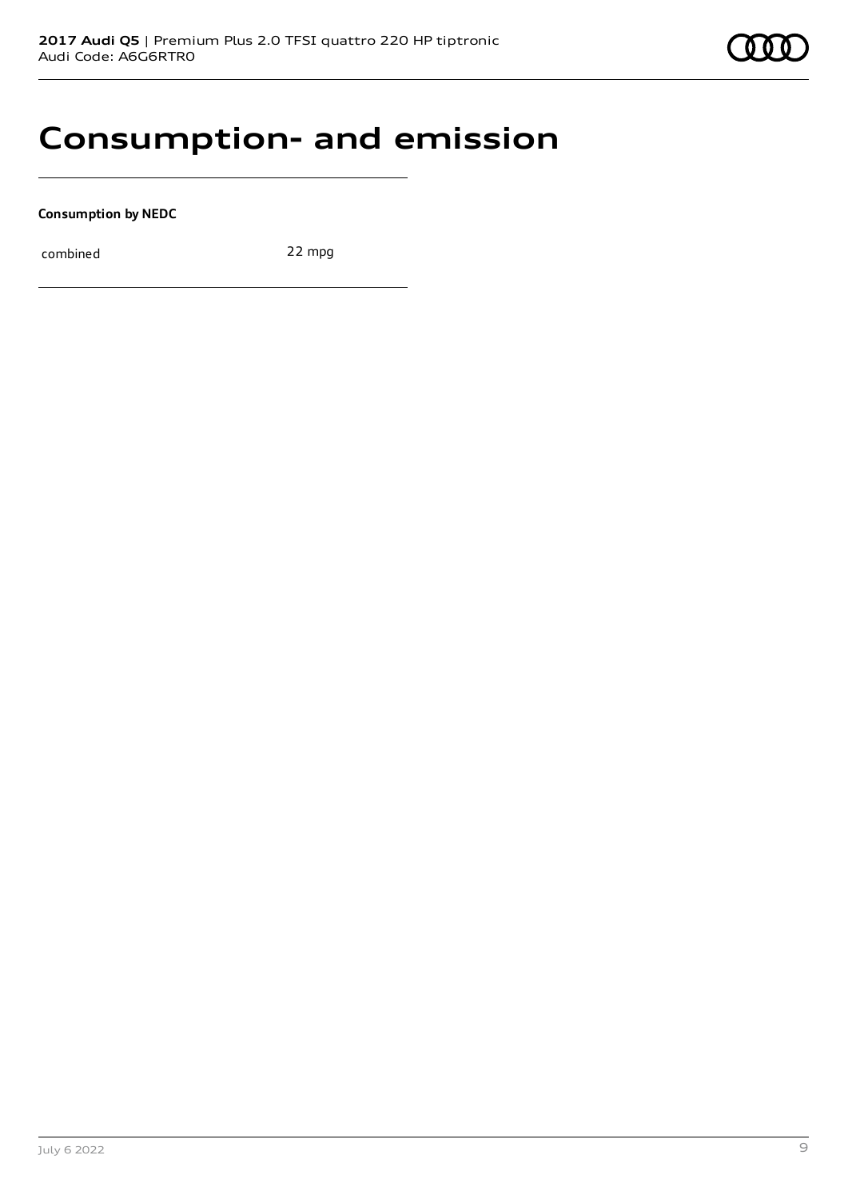# Consumption- and emission

**Consumption by NEDC**

| | |
|---|---|
| combined | 22 mpg |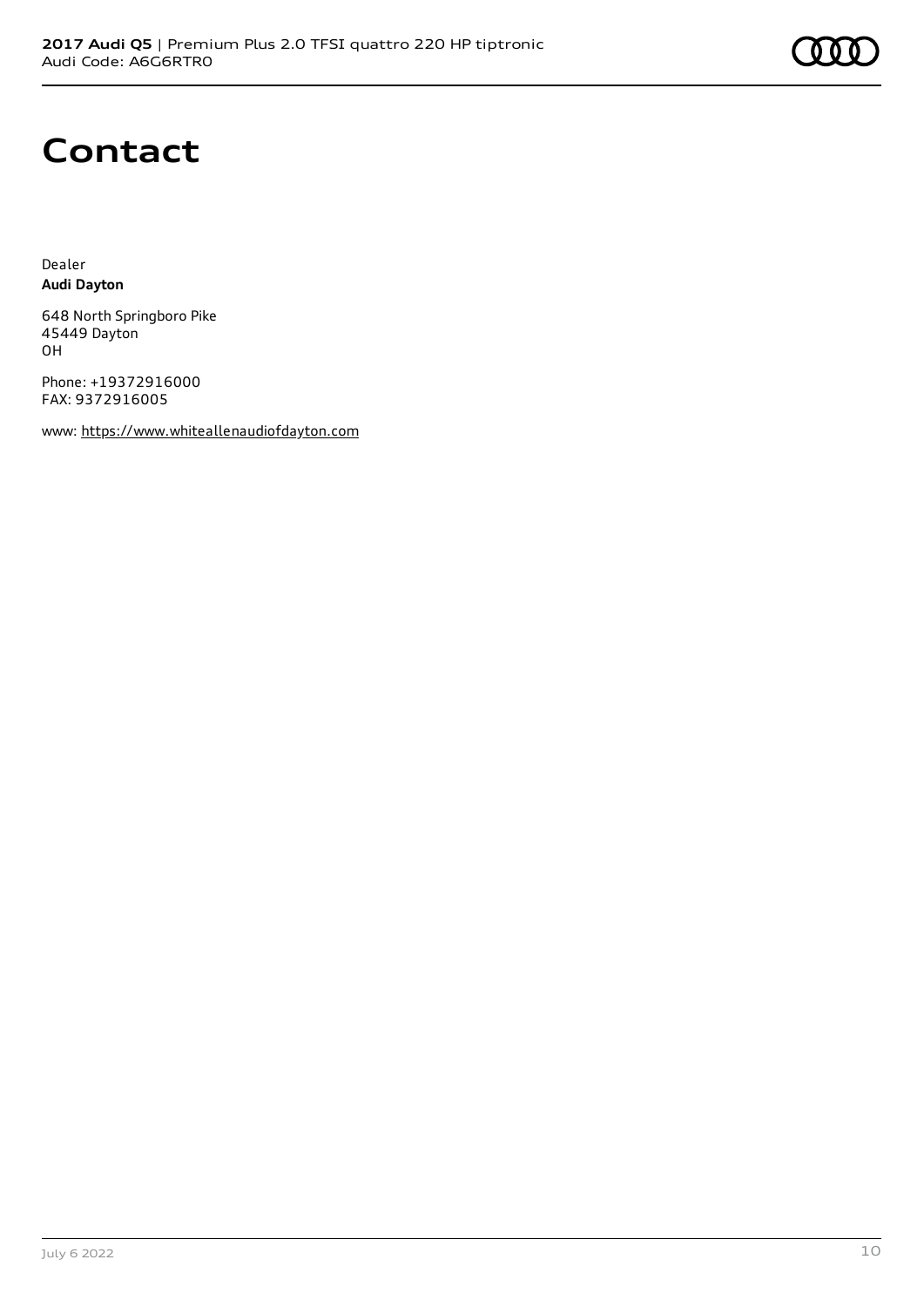# Contact

Dealer
**Audi Dayton**

648 North Springboro Pike
45449 Dayton
OH

Phone: +19372916000
FAX: 9372916005

www: https://www.whiteallenaudiofdayton.com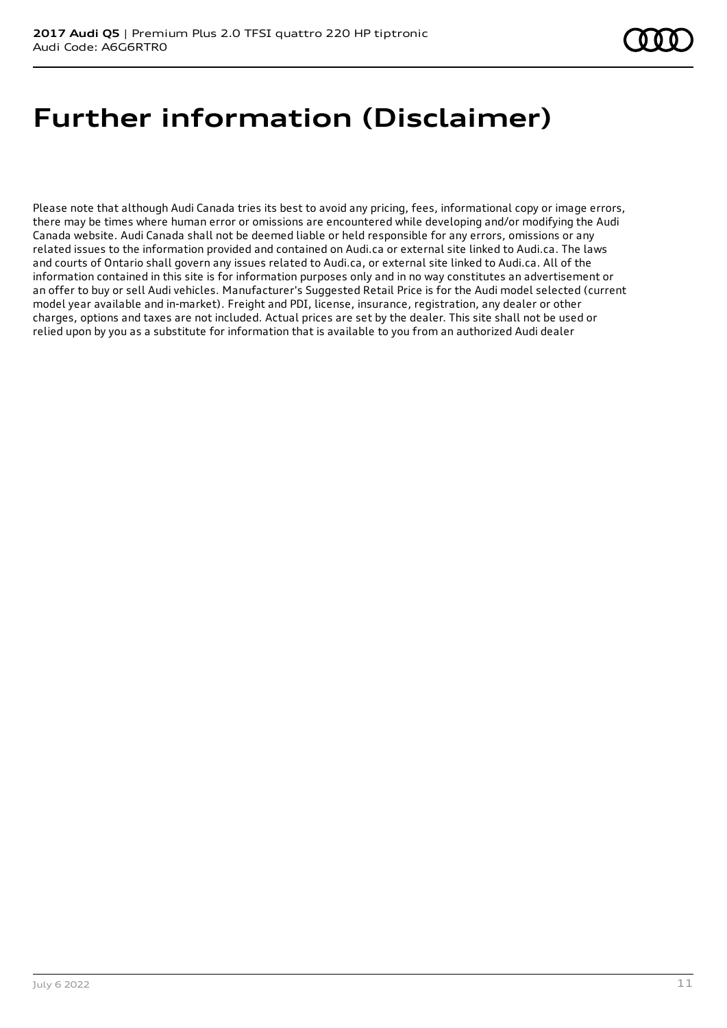# Further information (Disclaimer)

Please note that although Audi Canada tries its best to avoid any pricing, fees, informational copy or image errors, there may be times where human error or omissions are encountered while developing and/or modifying the Audi Canada website. Audi Canada shall not be deemed liable or held responsible for any errors, omissions or any related issues to the information provided and contained on Audi.ca or external site linked to Audi.ca. The laws and courts of Ontario shall govern any issues related to Audi.ca, or external site linked to Audi.ca. All of the information contained in this site is for information purposes only and in no way constitutes an advertisement or an offer to buy or sell Audi vehicles. Manufacturer's Suggested Retail Price is for the Audi model selected (current model year available and in-market). Freight and PDI, license, insurance, registration, any dealer or other charges, options and taxes are not included. Actual prices are set by the dealer. This site shall not be used or relied upon by you as a substitute for information that is available to you from an authorized Audi dealer